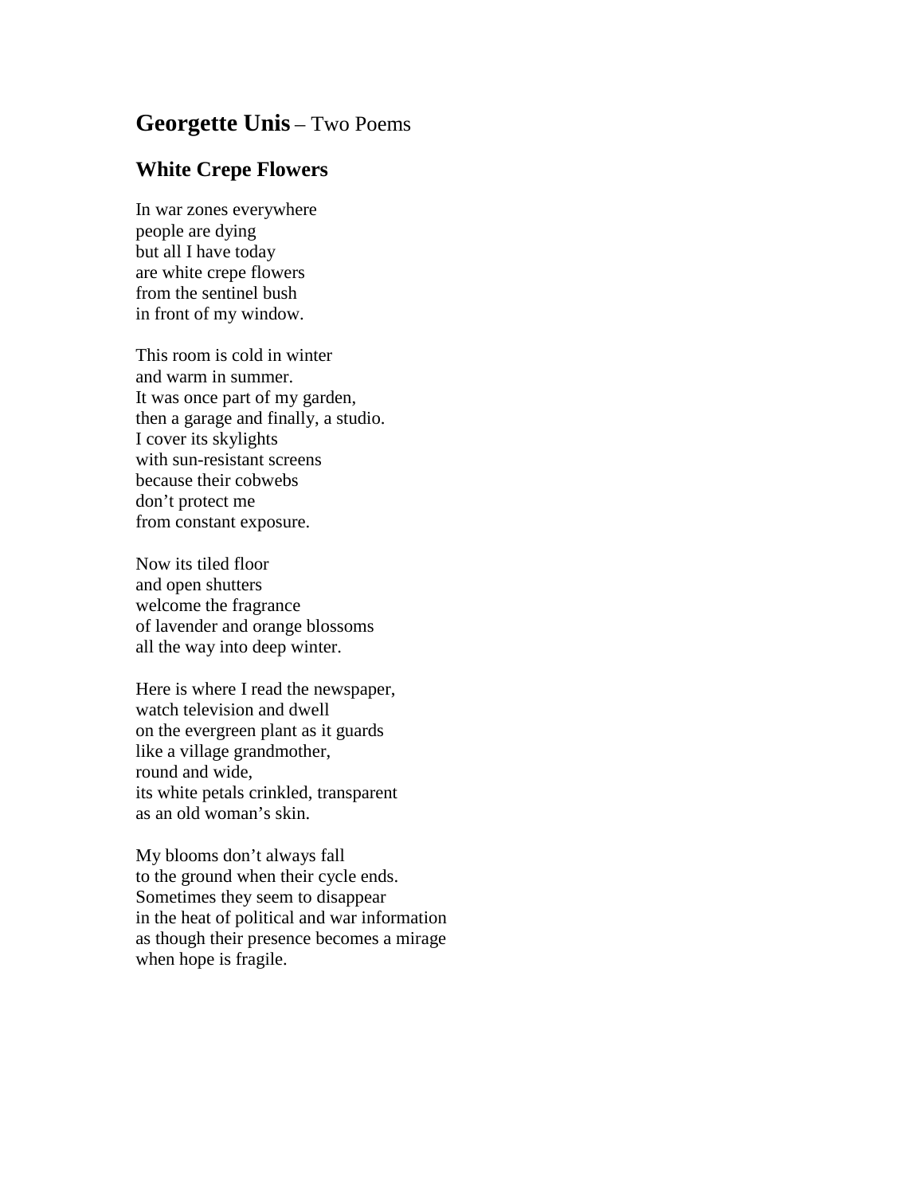# **Georgette Unis** – Two Poems

## White Crepe Flowers

In war zones everywhere  
people are dying  
but all I have today  
are white crepe flowers  
from the sentinel bush  
in front of my window.

This room is cold in winter  
and warm in summer.  
It was once part of my garden,  
then a garage and finally, a studio.  
I cover its skylights  
with sun-resistant screens  
because their cobwebs  
don't protect me  
from constant exposure.

Now its tiled floor  
and open shutters  
welcome the fragrance  
of lavender and orange blossoms  
all the way into deep winter.

Here is where I read the newspaper,  
watch television and dwell  
on the evergreen plant as it guards  
like a village grandmother,  
round and wide,  
its white petals crinkled, transparent  
as an old woman's skin.

My blooms don't always fall  
to the ground when their cycle ends.  
Sometimes they seem to disappear  
in the heat of political and war information  
as though their presence becomes a mirage  
when hope is fragile.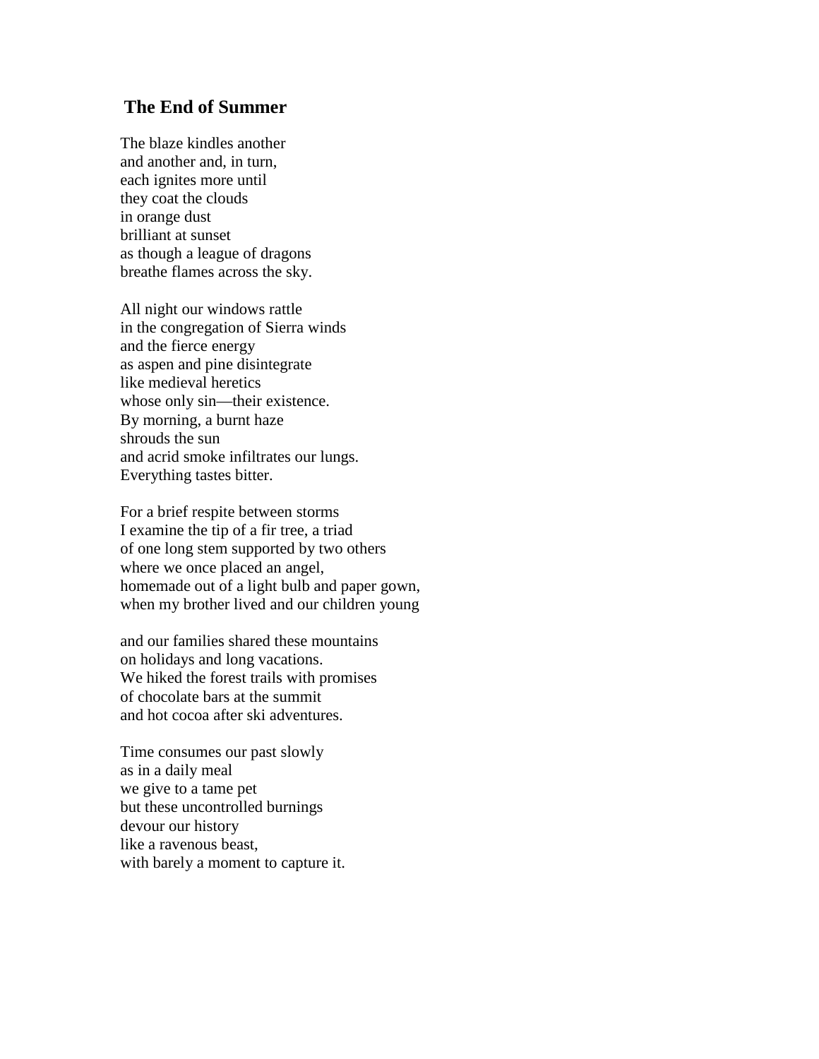## The End of Summer

The blaze kindles another  
and another and, in turn,  
each ignites more until  
they coat the clouds  
in orange dust  
brilliant at sunset  
as though a league of dragons  
breathe flames across the sky.

All night our windows rattle  
in the congregation of Sierra winds  
and the fierce energy  
as aspen and pine disintegrate  
like medieval heretics  
whose only sin—their existence.  
By morning, a burnt haze  
shrouds the sun  
and acrid smoke infiltrates our lungs.  
Everything tastes bitter.

For a brief respite between storms  
I examine the tip of a fir tree, a triad  
of one long stem supported by two others  
where we once placed an angel,  
homemade out of a light bulb and paper gown,  
when my brother lived and our children young

and our families shared these mountains  
on holidays and long vacations.  
We hiked the forest trails with promises  
of chocolate bars at the summit  
and hot cocoa after ski adventures.

Time consumes our past slowly  
as in a daily meal  
we give to a tame pet  
but these uncontrolled burnings  
devour our history  
like a ravenous beast,  
with barely a moment to capture it.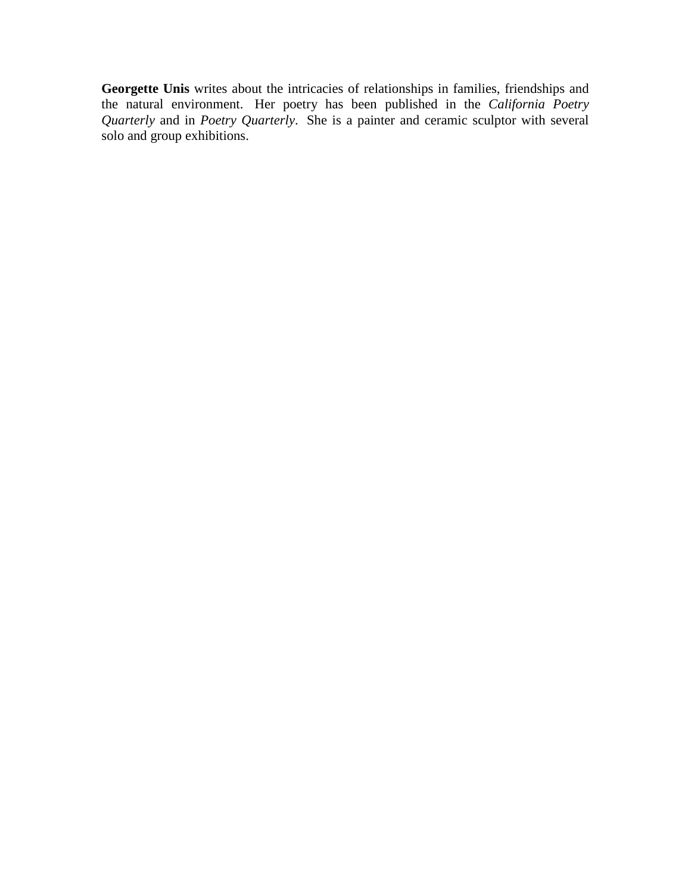**Georgette Unis** writes about the intricacies of relationships in families, friendships and the natural environment. Her poetry has been published in the *California Poetry Quarterly* and in *Poetry Quarterly*. She is a painter and ceramic sculptor with several solo and group exhibitions.